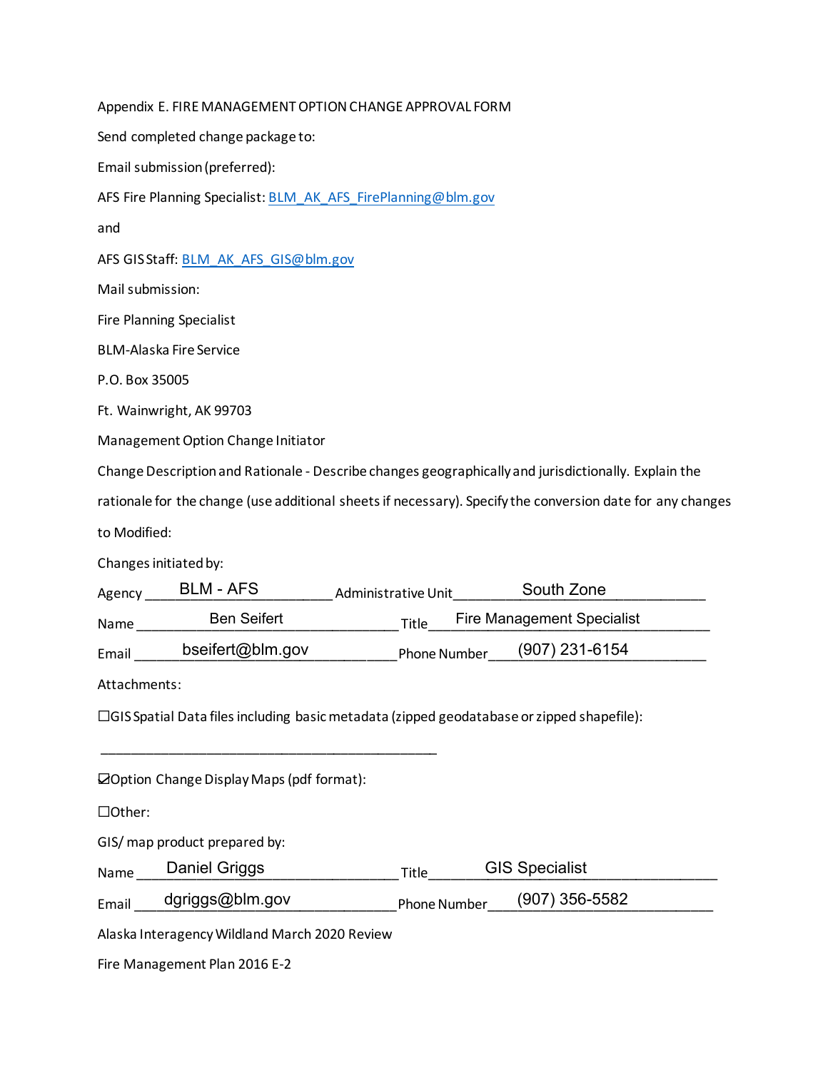# Appendix E. FIRE MANAGEMENT OPTION CHANGE APPROVAL FORM

Send completed change package to:

Email submission (preferred):

AFS Fire Planning Specialist: BLM_AK_AFS_FirePlanning@blm.gov

and

AFS GIS Staff: BLM_AK_AFS_GIS@blm.gov

Mail submission:

Fire Planning Specialist

BLM-Alaska Fire Service

P.O. Box 35005

Ft. Wainwright, AK 99703

Management Option Change Initiator

Change Description and Rationale - Describe changes geographically and jurisdictionally. Explain the rationale for the change (use additional sheets if necessary). Specify the conversion date for any changes to Modified:

Changes initiated by:

Agency: BLM - AFS Administrative Unit: South Zone

Name: Ben Seifert Title: Fire Management Specialist

Email: bseifert@blm.gov Phone Number: (907) 231-6154

Attachments:

☐ GIS Spatial Data files including basic metadata (zipped geodatabase or zipped shapefile):

_______________________________________________

☑ Option Change Display Maps (pdf format):

☐ Other:

GIS/ map product prepared by:

Name: Daniel Griggs Title: GIS Specialist

Email: dgriggs@blm.gov Phone Number: (907) 356-5582

Alaska Interagency Wildland March 2020 Review

Fire Management Plan 2016 E-2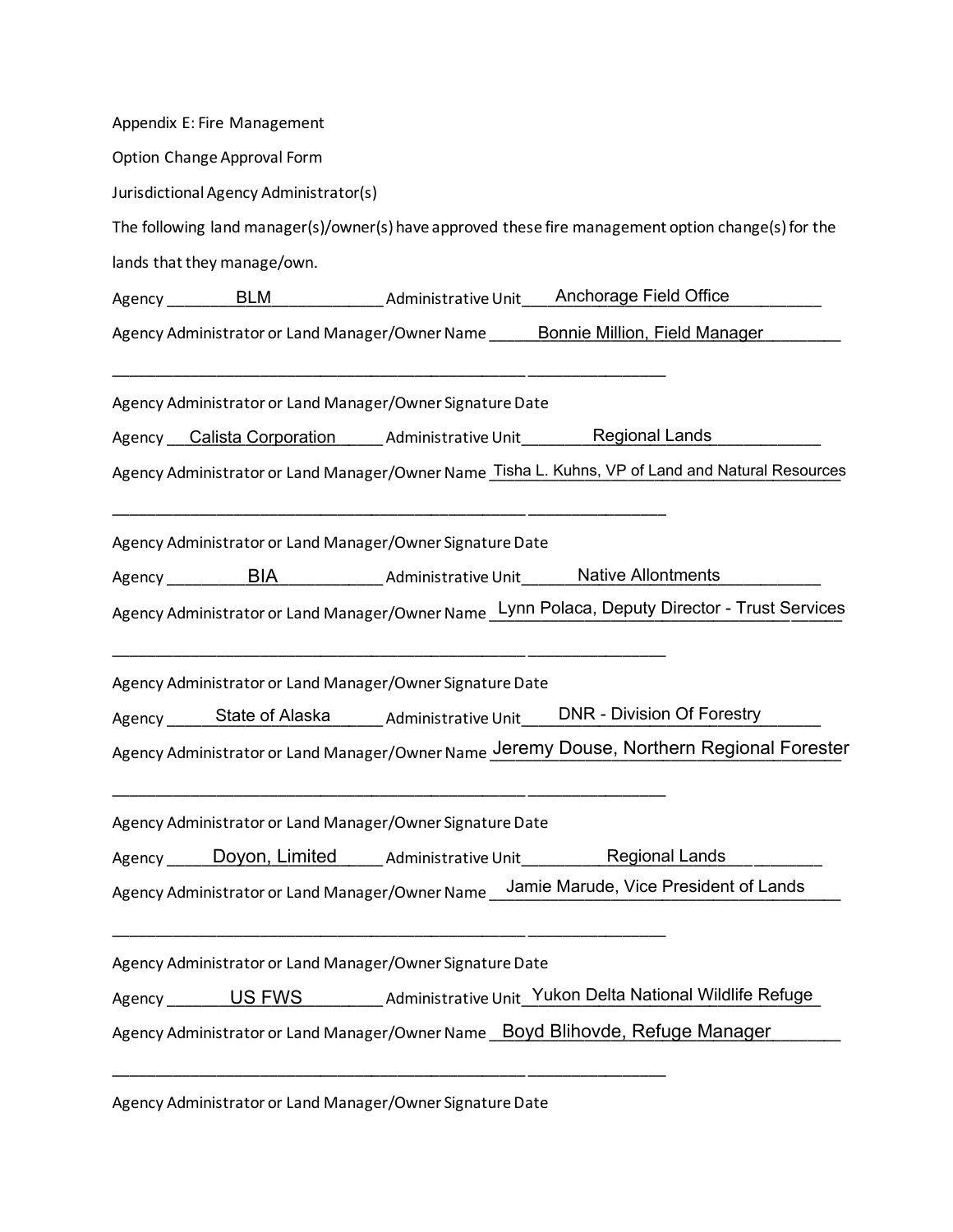Appendix E: Fire Management

Option Change Approval Form

Jurisdictional Agency Administrator(s)

The following land manager(s)/owner(s) have approved these fire management option change(s) for the lands that they manage/own.

Agency BLM Administrative Unit Anchorage Field Office

Agency Administrator or Land Manager/Owner Name Bonnie Million, Field Manager

\_\_\_\_\_\_\_\_\_\_\_\_\_\_\_\_\_\_\_\_\_\_\_\_\_\_\_\_\_\_\_\_\_\_\_\_\_\_\_\_ \_\_\_\_\_\_\_\_\_\_\_\_\_\_\_

Agency Administrator or Land Manager/Owner Signature Date

Agency Calista Corporation Administrative Unit Regional Lands

Agency Administrator or Land Manager/Owner Name Tisha L. Kuhns, VP of Land and Natural Resources

\_\_\_\_\_\_\_\_\_\_\_\_\_\_\_\_\_\_\_\_\_\_\_\_\_\_\_\_\_\_\_\_\_\_\_\_\_\_\_\_ \_\_\_\_\_\_\_\_\_\_\_\_\_\_\_

Agency Administrator or Land Manager/Owner Signature Date

Agency BIA Administrative Unit Native Allontments

Agency Administrator or Land Manager/Owner Name Lynn Polaca, Deputy Director - Trust Services

\_\_\_\_\_\_\_\_\_\_\_\_\_\_\_\_\_\_\_\_\_\_\_\_\_\_\_\_\_\_\_\_\_\_\_\_\_\_\_\_ \_\_\_\_\_\_\_\_\_\_\_\_\_\_\_

Agency Administrator or Land Manager/Owner Signature Date

Agency State of Alaska Administrative Unit DNR - Division Of Forestry

Agency Administrator or Land Manager/Owner Name Jeremy Douse, Northern Regional Forester

\_\_\_\_\_\_\_\_\_\_\_\_\_\_\_\_\_\_\_\_\_\_\_\_\_\_\_\_\_\_\_\_\_\_\_\_\_\_\_\_ \_\_\_\_\_\_\_\_\_\_\_\_\_\_\_

Agency Administrator or Land Manager/Owner Signature Date

Agency Doyon, Limited Administrative Unit Regional Lands

Agency Administrator or Land Manager/Owner Name Jamie Marude, Vice President of Lands

\_\_\_\_\_\_\_\_\_\_\_\_\_\_\_\_\_\_\_\_\_\_\_\_\_\_\_\_\_\_\_\_\_\_\_\_\_\_\_\_ \_\_\_\_\_\_\_\_\_\_\_\_\_\_\_

Agency Administrator or Land Manager/Owner Signature Date

Agency US FWS Administrative Unit Yukon Delta National Wildlife Refuge

Agency Administrator or Land Manager/Owner Name Boyd Blihovde, Refuge Manager

\_\_\_\_\_\_\_\_\_\_\_\_\_\_\_\_\_\_\_\_\_\_\_\_\_\_\_\_\_\_\_\_\_\_\_\_\_\_\_\_ \_\_\_\_\_\_\_\_\_\_\_\_\_\_\_

Agency Administrator or Land Manager/Owner Signature Date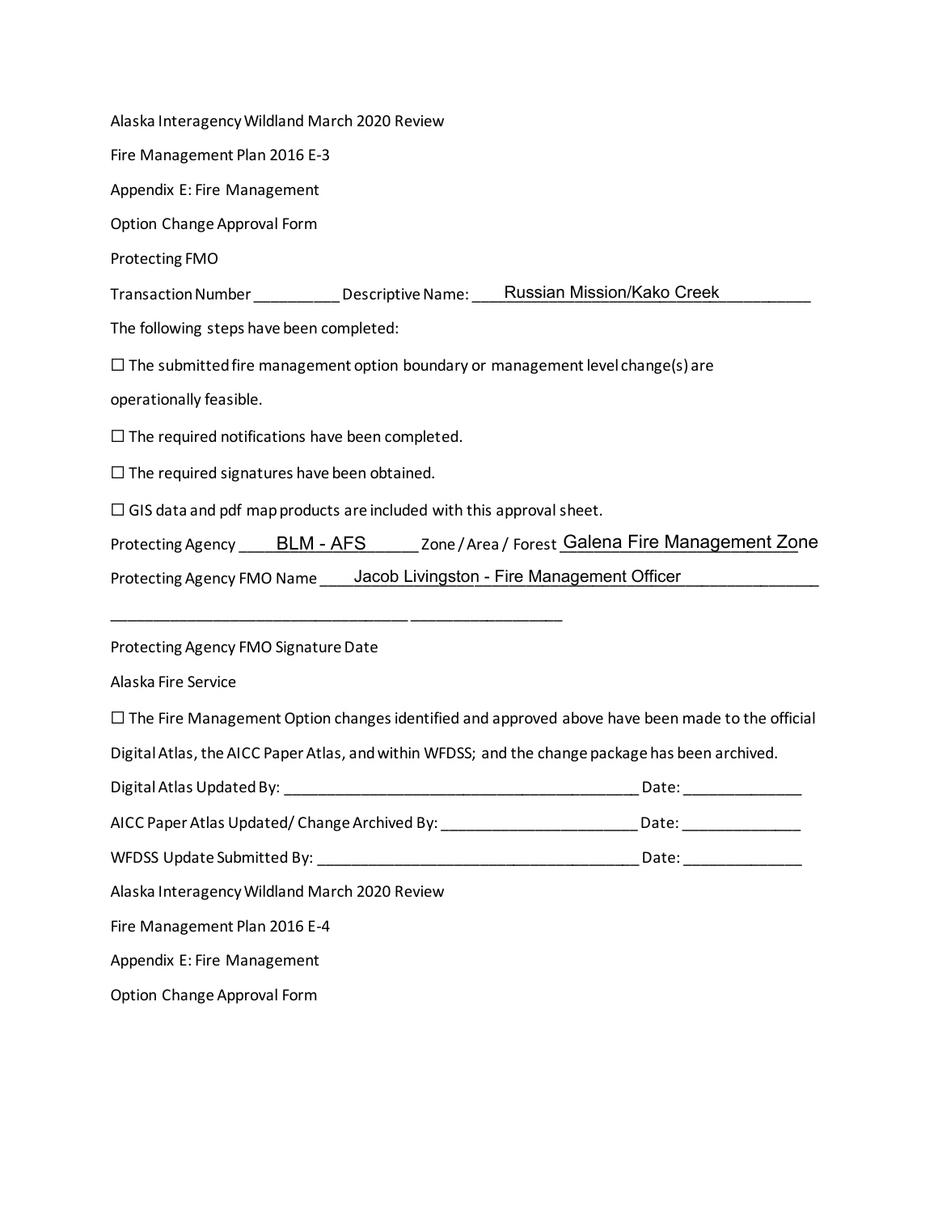Alaska Interagency Wildland March 2020 Review

Fire Management Plan 2016 E-3

Appendix E: Fire Management

Option Change Approval Form

Protecting FMO

Transaction Number __________ Descriptive Name: Russian Mission/Kako Creek

The following steps have been completed:

☐ The submitted fire management option boundary or management level change(s) are operationally feasible.

☐ The required notifications have been completed.

☐ The required signatures have been obtained.

☐ GIS data and pdf map products are included with this approval sheet.

Protecting Agency BLM - AFS Zone / Area / Forest Galena Fire Management Zone

Protecting Agency FMO Name Jacob Livingston - Fire Management Officer

_________________________________ _________________

Protecting Agency FMO Signature Date

Alaska Fire Service

☐ The Fire Management Option changes identified and approved above have been made to the official Digital Atlas, the AICC Paper Atlas, and within WFDSS; and the change package has been archived.

Digital Atlas Updated By: ___________________________________________ Date: ______________

AICC Paper Atlas Updated/ Change Archived By: ________________________ Date: ______________

WFDSS Update Submitted By: _______________________________________ Date: ______________

Alaska Interagency Wildland March 2020 Review

Fire Management Plan 2016 E-4

Appendix E: Fire Management

Option Change Approval Form